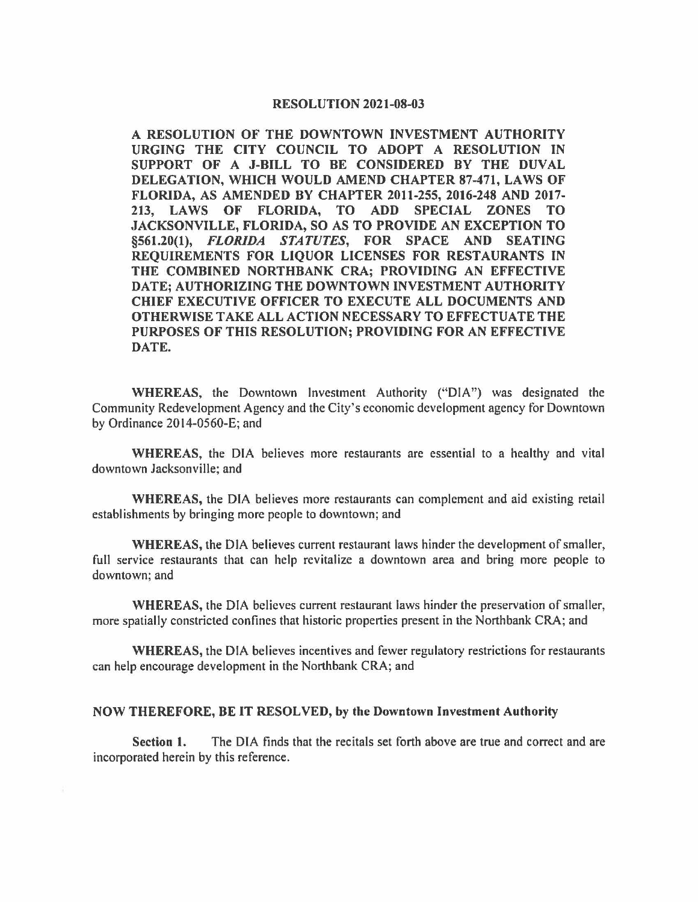# RESOLUTION 2021-08-03

**A RESOLUTION OF THE DOWNTOWN INVESTMENT AUTHORITY URGING THE CITY COUNCIL TO ADOPT A RESOLUTION IN SUPPORT OF A J-BILL TO BE CONSIDERED BY THE DUVAL DELEGATION, WHICH WOULD AMEND CHAPTER 87-471, LAWS OF FLORIDA, AS AMENDED BY CHAPTER 2011-255, 2016-248 AND 2017-213, LAWS OF FLORIDA, TO ADD SPECIAL ZONES TO JACKSONVILLE, FLORIDA, SO AS TO PROVIDE AN EXCEPTION TO §561.20(1), *FLORIDA STATUTES*, FOR SPACE AND SEATING REQUIREMENTS FOR LIQUOR LICENSES FOR RESTAURANTS IN THE COMBINED NORTHBANK CRA; PROVIDING AN EFFECTIVE DATE; AUTHORIZING THE DOWNTOWN INVESTMENT AUTHORITY CHIEF EXECUTIVE OFFICER TO EXECUTE ALL DOCUMENTS AND OTHERWISE TAKE ALL ACTION NECESSARY TO EFFECTUATE THE PURPOSES OF THIS RESOLUTION; PROVIDING FOR AN EFFECTIVE DATE.**

**WHEREAS**, the Downtown Investment Authority ("DIA") was designated the Community Redevelopment Agency and the City's economic development agency for Downtown by Ordinance 2014-0560-E; and

**WHEREAS**, the DIA believes more restaurants are essential to a healthy and vital downtown Jacksonville; and

**WHEREAS,** the DIA believes more restaurants can complement and aid existing retail establishments by bringing more people to downtown; and

**WHEREAS,** the DIA believes current restaurant laws hinder the development of smaller, full service restaurants that can help revitalize a downtown area and bring more people to downtown; and

**WHEREAS,** the DIA believes current restaurant laws hinder the preservation of smaller, more spatially constricted confines that historic properties present in the Northbank CRA; and

**WHEREAS,** the DIA believes incentives and fewer regulatory restrictions for restaurants can help encourage development in the Northbank CRA; and

**NOW THEREFORE, BE IT RESOLVED, by the Downtown Investment Authority**

**Section 1.** The DIA finds that the recitals set forth above are true and correct and are incorporated herein by this reference.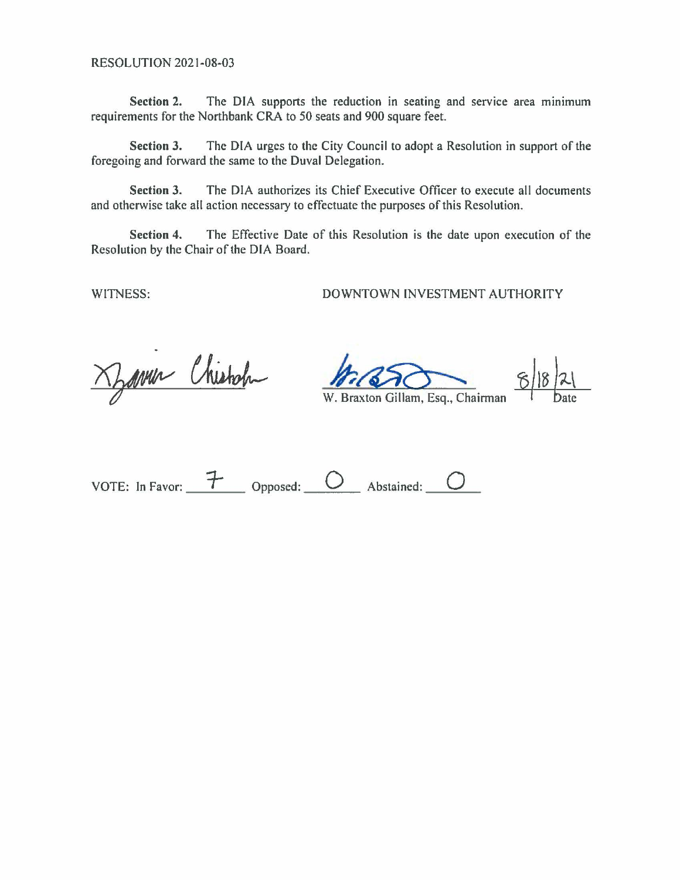RESOLUTION 2021-08-03

**Section 2.** The DIA supports the reduction in seating and service area minimum requirements for the Northbank CRA to 50 seats and 900 square feet.

**Section 3.** The DIA urges to the City Council to adopt a Resolution in support of the foregoing and forward the same to the Duval Delegation.

**Section 3.** The DIA authorizes its Chief Executive Officer to execute all documents and otherwise take all action necessary to effectuate the purposes of this Resolution.

**Section 4.** The Effective Date of this Resolution is the date upon execution of the Resolution by the Chair of the DIA Board.

WITNESS: DOWNTOWN INVESTMENT AUTHORITY

W. Braxton Gillam, Esq., Chairman    8/18/21
Date

VOTE: In Favor: 7 Opposed: 0 Abstained: 0